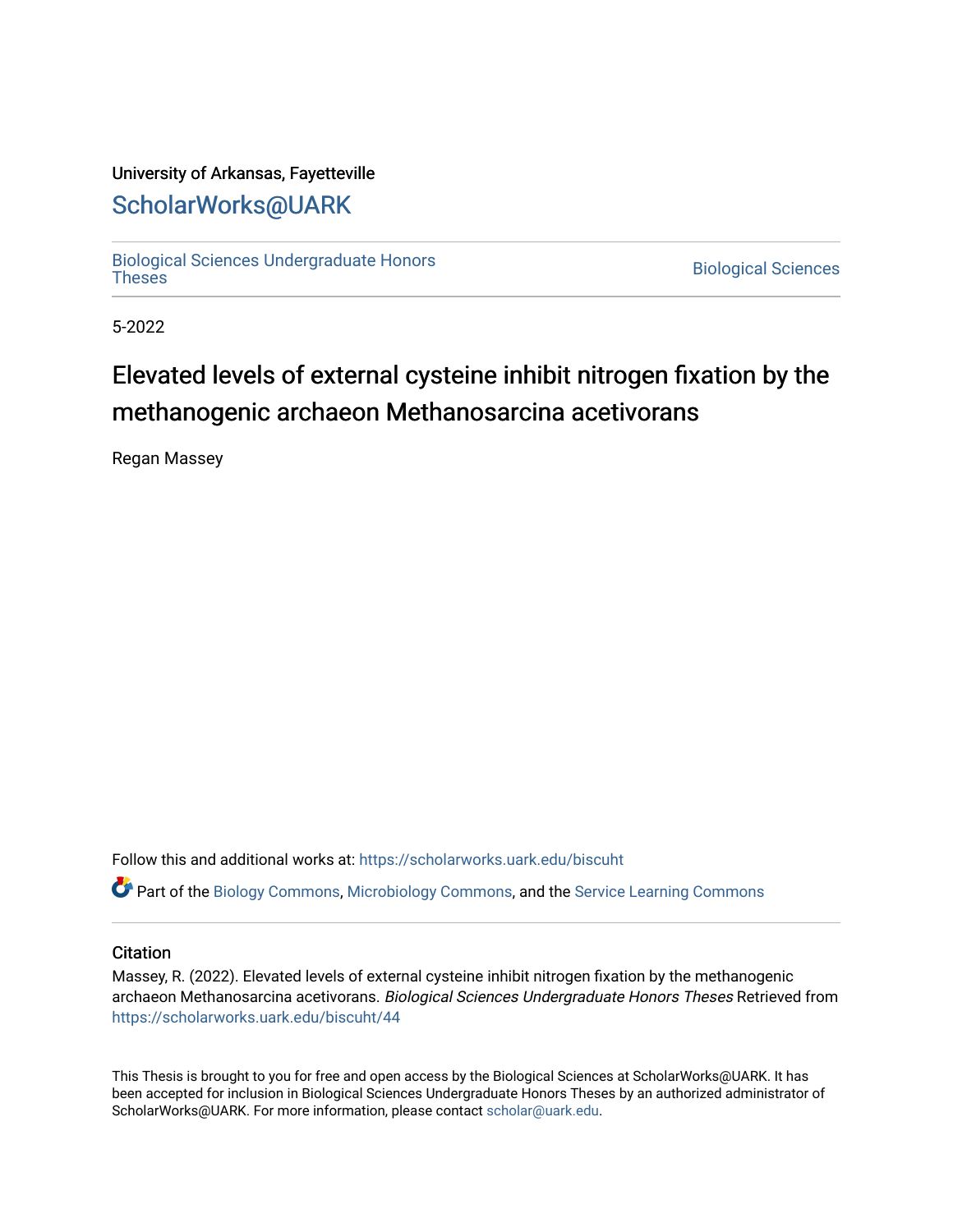University of Arkansas, Fayetteville

# ScholarWorks@UARK

Biological Sciences Undergraduate Honors Theses

Biological Sciences

5-2022

# Elevated levels of external cysteine inhibit nitrogen fixation by the methanogenic archaeon Methanosarcina acetivorans

Regan Massey

Follow this and additional works at: https://scholarworks.uark.edu/biscuht

Part of the Biology Commons, Microbiology Commons, and the Service Learning Commons

## Citation

Massey, R. (2022). Elevated levels of external cysteine inhibit nitrogen fixation by the methanogenic archaeon Methanosarcina acetivorans. *Biological Sciences Undergraduate Honors Theses* Retrieved from https://scholarworks.uark.edu/biscuht/44

This Thesis is brought to you for free and open access by the Biological Sciences at ScholarWorks@UARK. It has been accepted for inclusion in Biological Sciences Undergraduate Honors Theses by an authorized administrator of ScholarWorks@UARK. For more information, please contact scholar@uark.edu.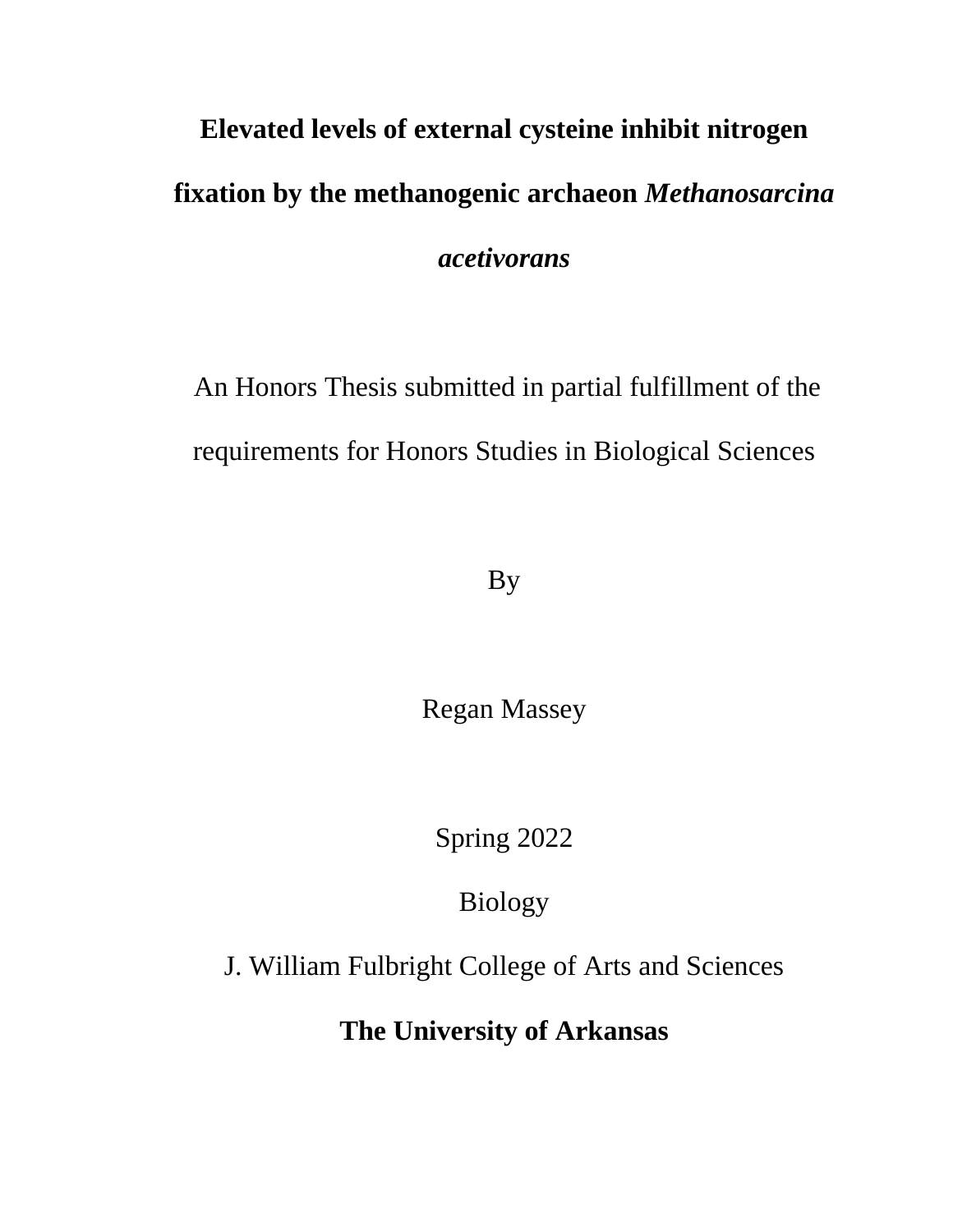# Elevated levels of external cysteine inhibit nitrogen fixation by the methanogenic archaeon *Methanosarcina acetivorans*

An Honors Thesis submitted in partial fulfillment of the requirements for Honors Studies in Biological Sciences

By

Regan Massey

Spring 2022

Biology

J. William Fulbright College of Arts and Sciences

**The University of Arkansas**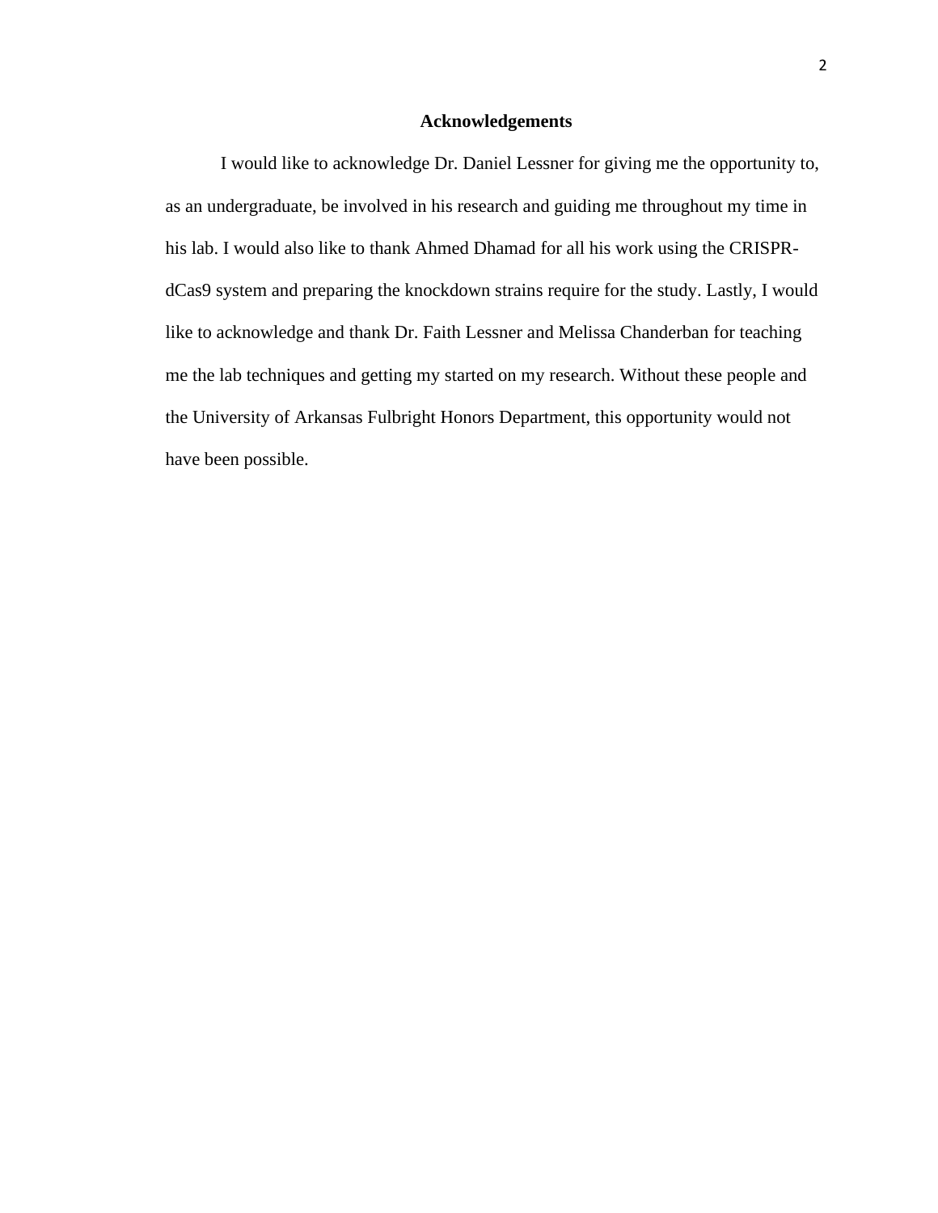## Acknowledgements

I would like to acknowledge Dr. Daniel Lessner for giving me the opportunity to, as an undergraduate, be involved in his research and guiding me throughout my time in his lab. I would also like to thank Ahmed Dhamad for all his work using the CRISPR-dCas9 system and preparing the knockdown strains require for the study. Lastly, I would like to acknowledge and thank Dr. Faith Lessner and Melissa Chanderban for teaching me the lab techniques and getting my started on my research. Without these people and the University of Arkansas Fulbright Honors Department, this opportunity would not have been possible.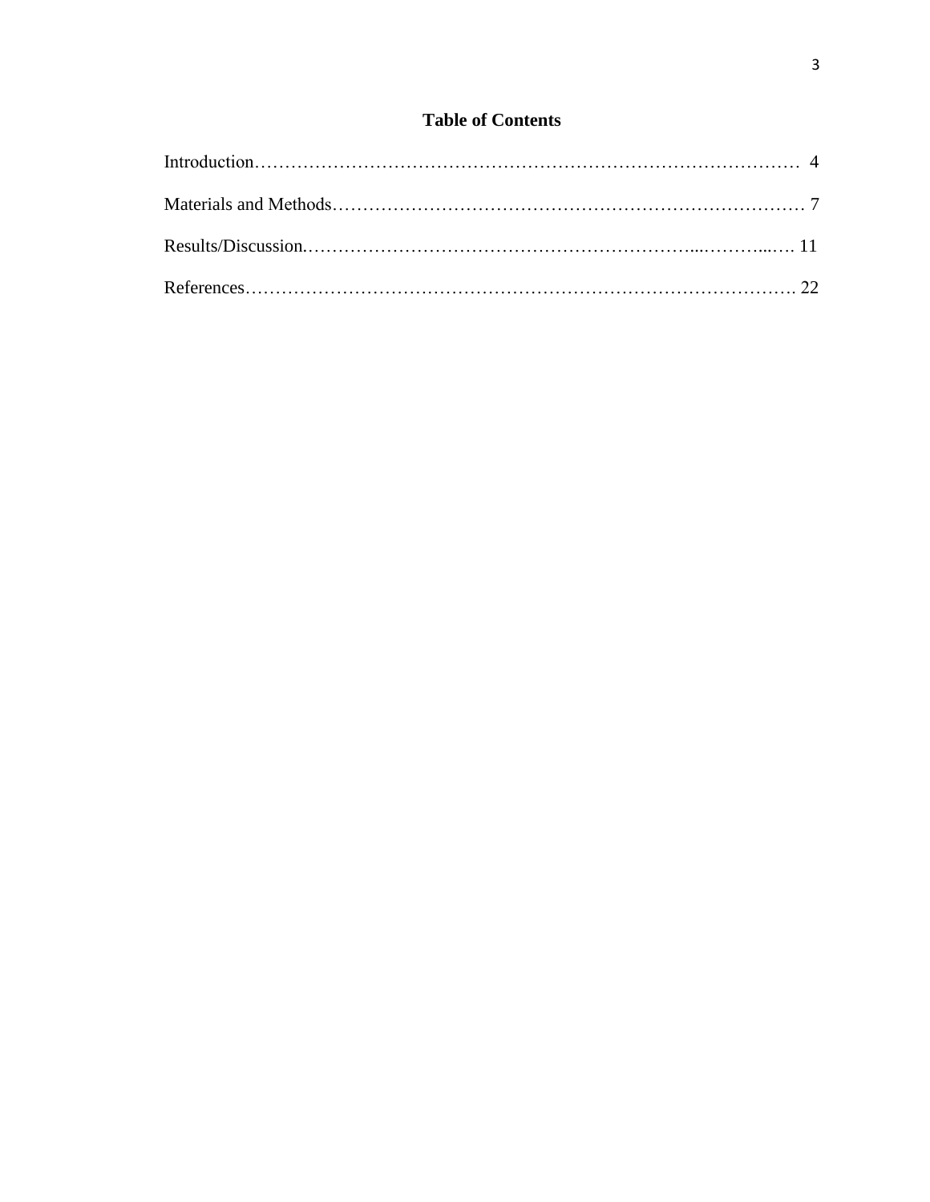# Table of Contents

Introduction……………………………………………………………………………… 4

Materials and Methods…………………………………………………….……………. 7

Results/Discussion.…………………………………………………….....………...…. 11

References………………………………………………………….………………….. 22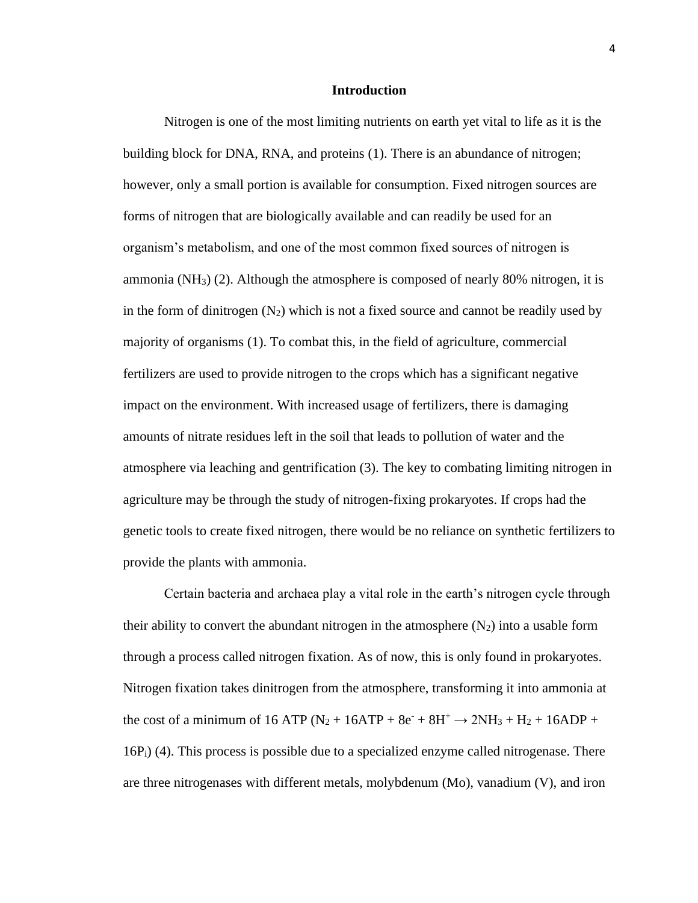# Introduction

Nitrogen is one of the most limiting nutrients on earth yet vital to life as it is the building block for DNA, RNA, and proteins (1). There is an abundance of nitrogen; however, only a small portion is available for consumption. Fixed nitrogen sources are forms of nitrogen that are biologically available and can readily be used for an organism's metabolism, and one of the most common fixed sources of nitrogen is ammonia ($NH_3$) (2). Although the atmosphere is composed of nearly 80% nitrogen, it is in the form of dinitrogen ($N_2$) which is not a fixed source and cannot be readily used by majority of organisms (1). To combat this, in the field of agriculture, commercial fertilizers are used to provide nitrogen to the crops which has a significant negative impact on the environment. With increased usage of fertilizers, there is damaging amounts of nitrate residues left in the soil that leads to pollution of water and the atmosphere via leaching and gentrification (3). The key to combating limiting nitrogen in agriculture may be through the study of nitrogen-fixing prokaryotes. If crops had the genetic tools to create fixed nitrogen, there would be no reliance on synthetic fertilizers to provide the plants with ammonia.

Certain bacteria and archaea play a vital role in the earth's nitrogen cycle through their ability to convert the abundant nitrogen in the atmosphere ($N_2$) into a usable form through a process called nitrogen fixation. As of now, this is only found in prokaryotes. Nitrogen fixation takes dinitrogen from the atmosphere, transforming it into ammonia at the cost of a minimum of 16 ATP ($N_2 + 16ATP + 8e^- + 8H^+ \rightarrow 2NH_3 + H_2 + 16ADP + 16P_i$) (4). This process is possible due to a specialized enzyme called nitrogenase. There are three nitrogenases with different metals, molybdenum (Mo), vanadium (V), and iron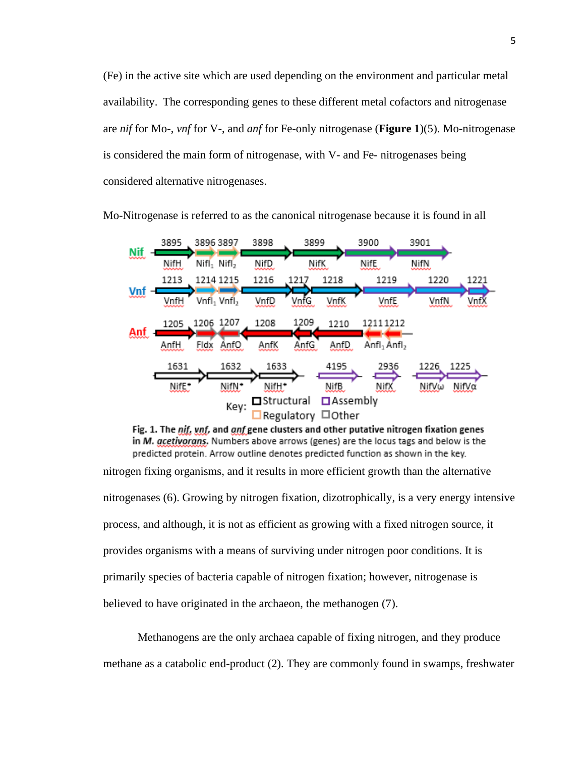(Fe) in the active site which are used depending on the environment and particular metal availability. The corresponding genes to these different metal cofactors and nitrogenase are *nif* for Mo-, *vnf* for V-, and *anf* for Fe-only nitrogenase (**Figure 1**)(5). Mo-nitrogenase is considered the main form of nitrogenase, with V- and Fe- nitrogenases being considered alternative nitrogenases.

Mo-Nitrogenase is referred to as the canonical nitrogenase because it is found in all

**Fig. 1. The *nif*, *vnf*, and *anf* gene clusters and other putative nitrogen fixation genes in *M. acetivorans*.** Numbers above arrows (genes) are the locus tags and below is the predicted protein. Arrow outline denotes predicted function as shown in the key.

nitrogen fixing organisms, and it results in more efficient growth than the alternative nitrogenases (6). Growing by nitrogen fixation, dizotrophically, is a very energy intensive process, and although, it is not as efficient as growing with a fixed nitrogen source, it provides organisms with a means of surviving under nitrogen poor conditions. It is primarily species of bacteria capable of nitrogen fixation; however, nitrogenase is believed to have originated in the archaeon, the methanogen (7).

Methanogens are the only archaea capable of fixing nitrogen, and they produce methane as a catabolic end-product (2). They are commonly found in swamps, freshwater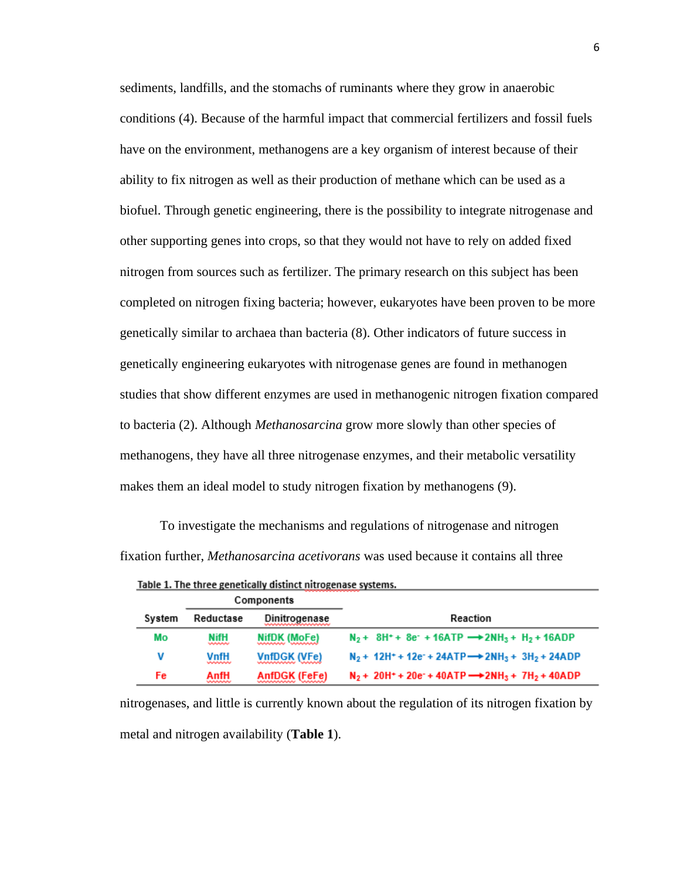sediments, landfills, and the stomachs of ruminants where they grow in anaerobic conditions (4). Because of the harmful impact that commercial fertilizers and fossil fuels have on the environment, methanogens are a key organism of interest because of their ability to fix nitrogen as well as their production of methane which can be used as a biofuel. Through genetic engineering, there is the possibility to integrate nitrogenase and other supporting genes into crops, so that they would not have to rely on added fixed nitrogen from sources such as fertilizer. The primary research on this subject has been completed on nitrogen fixing bacteria; however, eukaryotes have been proven to be more genetically similar to archaea than bacteria (8). Other indicators of future success in genetically engineering eukaryotes with nitrogenase genes are found in methanogen studies that show different enzymes are used in methanogenic nitrogen fixation compared to bacteria (2). Although *Methanosarcina* grow more slowly than other species of methanogens, they have all three nitrogenase enzymes, and their metabolic versatility makes them an ideal model to study nitrogen fixation by methanogens (9).

To investigate the mechanisms and regulations of nitrogenase and nitrogen fixation further, *Methanosarcina acetivorans* was used because it contains all three nitrogenases, and little is currently known about the regulation of its nitrogen fixation by metal and nitrogen availability (**Table 1**).

Table 1. The three genetically distinct nitrogenase systems.

| | Components | | |
|---|---|---|---|
| System | Reductase | Dinitrogenase | Reaction |
| Mo | NifH | NifDK (MoFe) | $N_2 + 8H^+ + 8e^- + 16ATP \rightarrow 2NH_3 + H_2 + 16ADP$ |
| V | VnfH | VnfDGK (VFe) | $N_2 + 12H^+ + 12e^- + 24ATP \rightarrow 2NH_3 + 3H_2 + 24ADP$ |
| Fe | AnfH | AnfDGK (FeFe) | $N_2 + 20H^+ + 20e^- + 40ATP \rightarrow 2NH_3 + 7H_2 + 40ADP$ |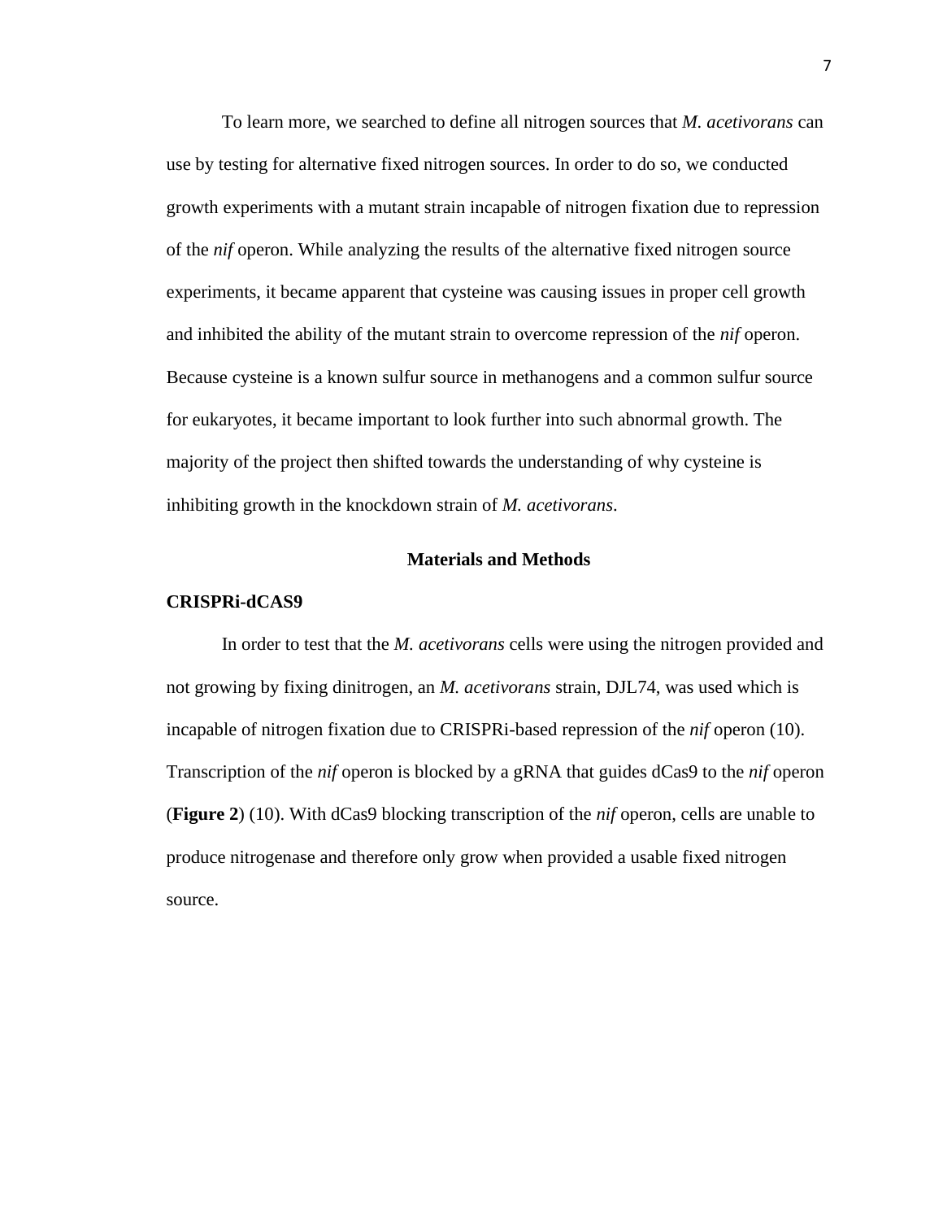To learn more, we searched to define all nitrogen sources that *M. acetivorans* can use by testing for alternative fixed nitrogen sources. In order to do so, we conducted growth experiments with a mutant strain incapable of nitrogen fixation due to repression of the *nif* operon. While analyzing the results of the alternative fixed nitrogen source experiments, it became apparent that cysteine was causing issues in proper cell growth and inhibited the ability of the mutant strain to overcome repression of the *nif* operon. Because cysteine is a known sulfur source in methanogens and a common sulfur source for eukaryotes, it became important to look further into such abnormal growth. The majority of the project then shifted towards the understanding of why cysteine is inhibiting growth in the knockdown strain of *M. acetivorans*.

## Materials and Methods

### CRISPRi-dCAS9

In order to test that the *M. acetivorans* cells were using the nitrogen provided and not growing by fixing dinitrogen, an *M. acetivorans* strain, DJL74, was used which is incapable of nitrogen fixation due to CRISPRi-based repression of the *nif* operon (10). Transcription of the *nif* operon is blocked by a gRNA that guides dCas9 to the *nif* operon (**Figure 2**) (10). With dCas9 blocking transcription of the *nif* operon, cells are unable to produce nitrogenase and therefore only grow when provided a usable fixed nitrogen source.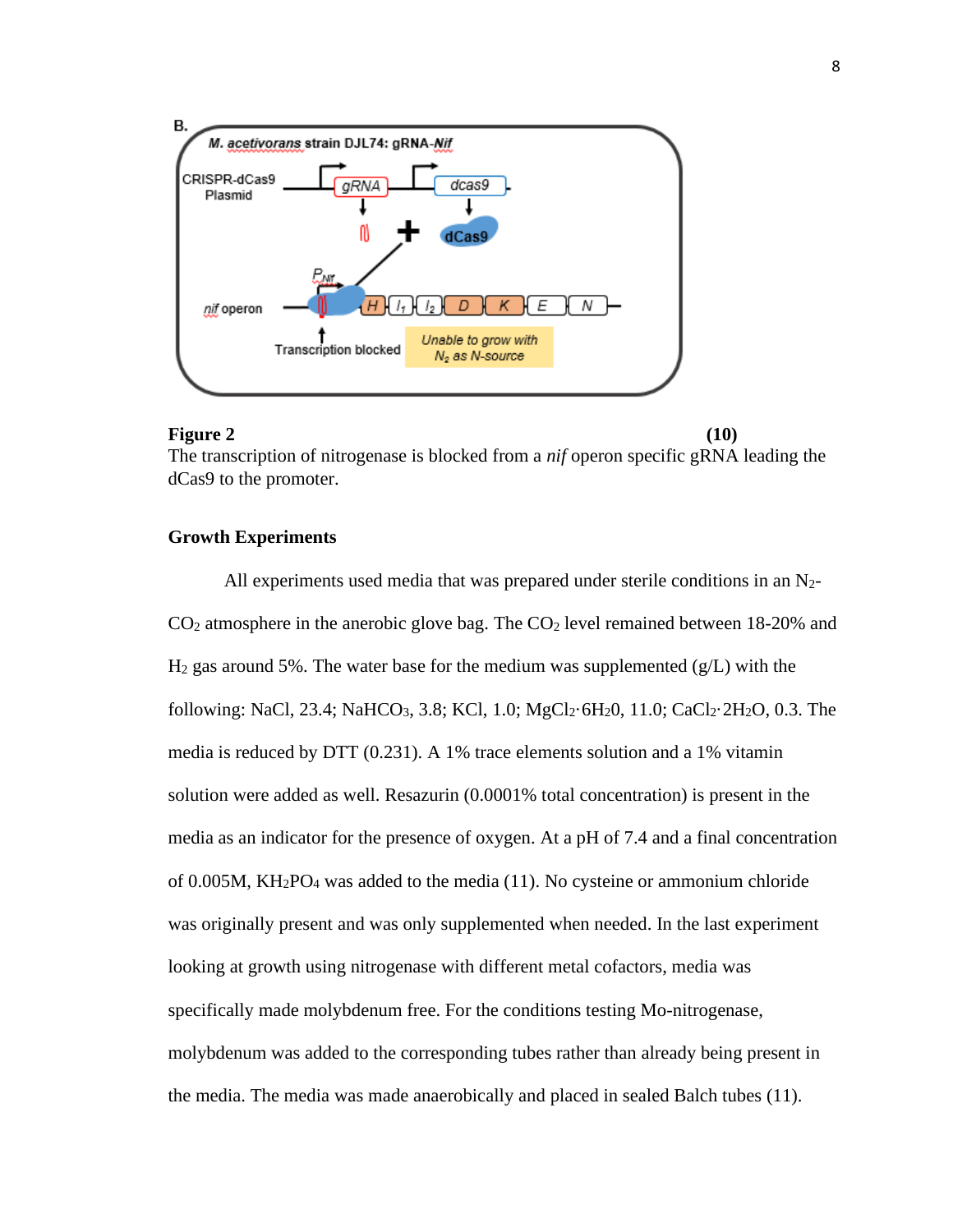**Figure 2** **(10)**
The transcription of nitrogenase is blocked from a *nif* operon specific gRNA leading the dCas9 to the promoter.

**Growth Experiments**

All experiments used media that was prepared under sterile conditions in an $N_2$-$CO_2$ atmosphere in the anerobic glove bag. The $CO_2$ level remained between 18-20% and $H_2$ gas around 5%. The water base for the medium was supplemented (g/L) with the following: NaCl, 23.4; $NaHCO_3$, 3.8; KCl, 1.0; $MgCl_2 \cdot 6H_20$, 11.0; $CaCl_2 \cdot 2H_2O$, 0.3. The media is reduced by DTT (0.231). A 1% trace elements solution and a 1% vitamin solution were added as well. Resazurin (0.0001% total concentration) is present in the media as an indicator for the presence of oxygen. At a pH of 7.4 and a final concentration of 0.005M, $KH_2PO_4$ was added to the media (11). No cysteine or ammonium chloride was originally present and was only supplemented when needed. In the last experiment looking at growth using nitrogenase with different metal cofactors, media was specifically made molybdenum free. For the conditions testing Mo-nitrogenase, molybdenum was added to the corresponding tubes rather than already being present in the media. The media was made anaerobically and placed in sealed Balch tubes (11).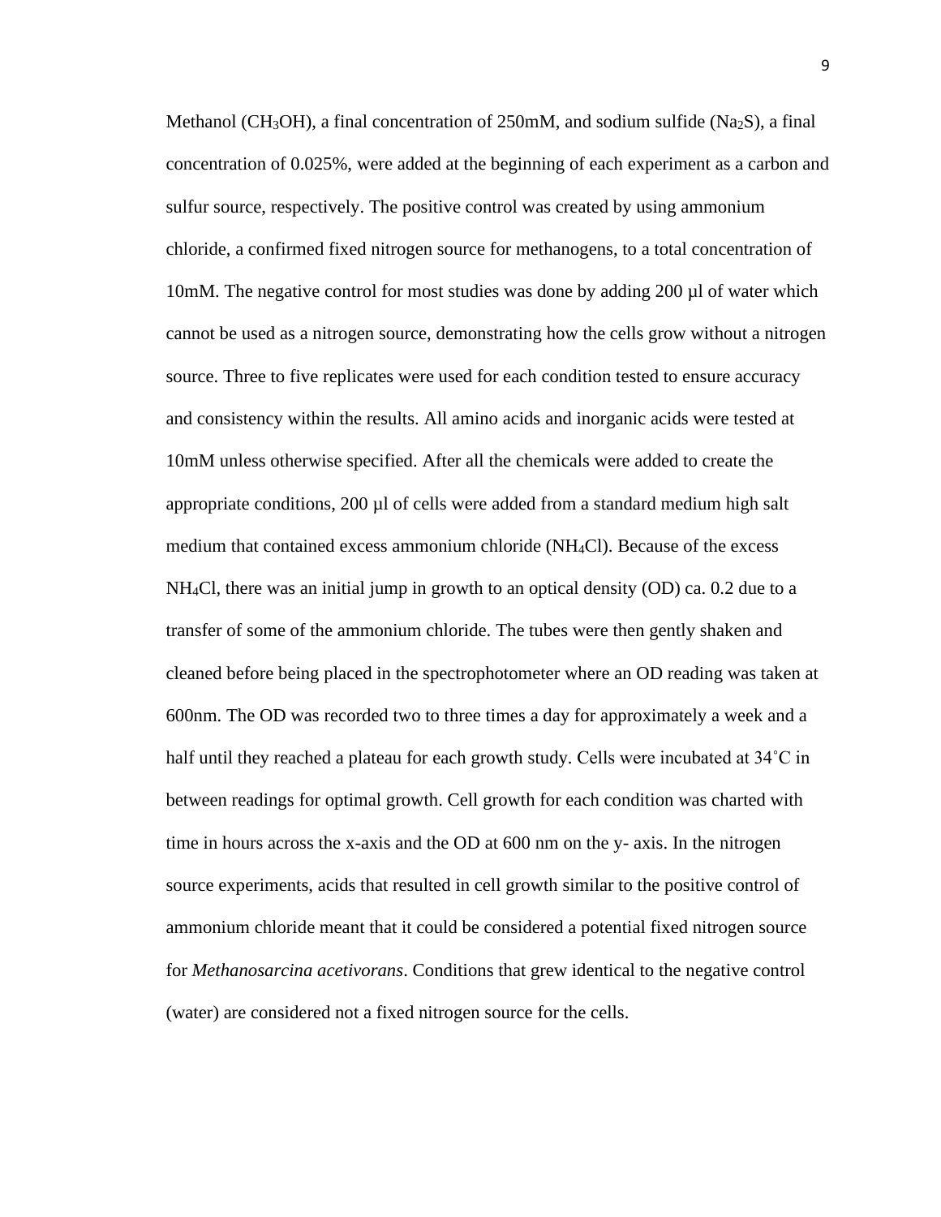Methanol ($CH_3OH$), a final concentration of 250mM, and sodium sulfide ($Na_2S$), a final concentration of 0.025%, were added at the beginning of each experiment as a carbon and sulfur source, respectively. The positive control was created by using ammonium chloride, a confirmed fixed nitrogen source for methanogens, to a total concentration of 10mM. The negative control for most studies was done by adding 200 µl of water which cannot be used as a nitrogen source, demonstrating how the cells grow without a nitrogen source. Three to five replicates were used for each condition tested to ensure accuracy and consistency within the results. All amino acids and inorganic acids were tested at 10mM unless otherwise specified. After all the chemicals were added to create the appropriate conditions, 200 µl of cells were added from a standard medium high salt medium that contained excess ammonium chloride ($NH_4Cl$). Because of the excess $NH_4Cl$, there was an initial jump in growth to an optical density (OD) ca. 0.2 due to a transfer of some of the ammonium chloride. The tubes were then gently shaken and cleaned before being placed in the spectrophotometer where an OD reading was taken at 600nm. The OD was recorded two to three times a day for approximately a week and a half until they reached a plateau for each growth study. Cells were incubated at 34˚C in between readings for optimal growth. Cell growth for each condition was charted with time in hours across the x-axis and the OD at 600 nm on the y- axis. In the nitrogen source experiments, acids that resulted in cell growth similar to the positive control of ammonium chloride meant that it could be considered a potential fixed nitrogen source for *Methanosarcina acetivorans*. Conditions that grew identical to the negative control (water) are considered not a fixed nitrogen source for the cells.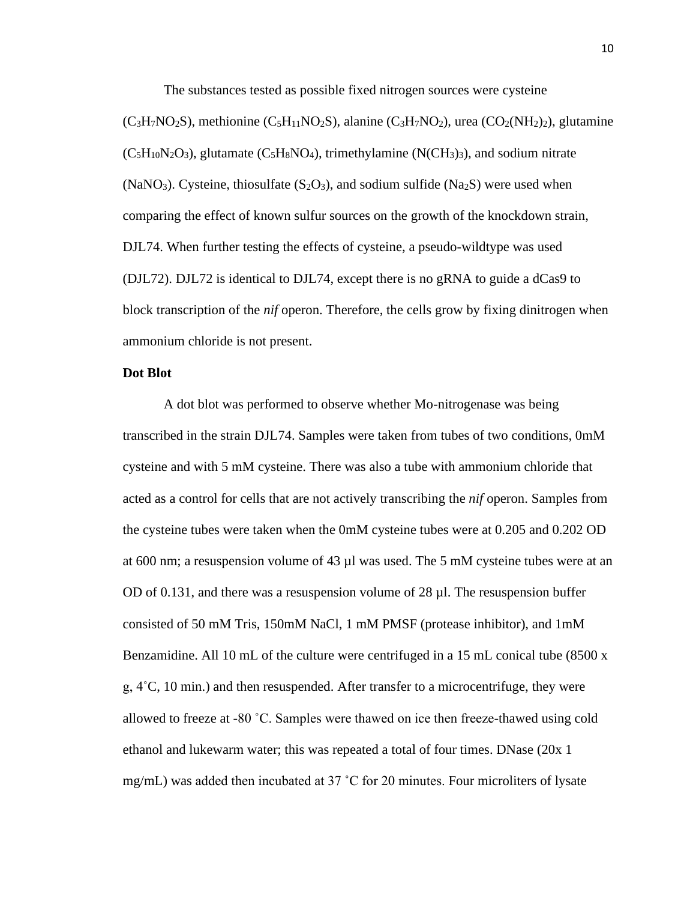The substances tested as possible fixed nitrogen sources were cysteine ($C_3H_7NO_2S$), methionine ($C_5H_{11}NO_2S$), alanine ($C_3H_7NO_2$), urea ($CO_2(NH_2)_2$), glutamine ($C_5H_{10}N_2O_3$), glutamate ($C_5H_8NO_4$), trimethylamine ($N(CH_3)_3$), and sodium nitrate ($NaNO_3$). Cysteine, thiosulfate ($S_2O_3$), and sodium sulfide ($Na_2S$) were used when comparing the effect of known sulfur sources on the growth of the knockdown strain, DJL74. When further testing the effects of cysteine, a pseudo-wildtype was used (DJL72). DJL72 is identical to DJL74, except there is no gRNA to guide a dCas9 to block transcription of the *nif* operon. Therefore, the cells grow by fixing dinitrogen when ammonium chloride is not present.

**Dot Blot**

A dot blot was performed to observe whether Mo-nitrogenase was being transcribed in the strain DJL74. Samples were taken from tubes of two conditions, 0mM cysteine and with 5 mM cysteine. There was also a tube with ammonium chloride that acted as a control for cells that are not actively transcribing the *nif* operon. Samples from the cysteine tubes were taken when the 0mM cysteine tubes were at 0.205 and 0.202 OD at 600 nm; a resuspension volume of 43 µl was used. The 5 mM cysteine tubes were at an OD of 0.131, and there was a resuspension volume of 28 µl. The resuspension buffer consisted of 50 mM Tris, 150mM NaCl, 1 mM PMSF (protease inhibitor), and 1mM Benzamidine. All 10 mL of the culture were centrifuged in a 15 mL conical tube (8500 x g, 4˚C, 10 min.) and then resuspended. After transfer to a microcentrifuge, they were allowed to freeze at -80 ˚C. Samples were thawed on ice then freeze-thawed using cold ethanol and lukewarm water; this was repeated a total of four times. DNase (20x 1 mg/mL) was added then incubated at 37 ˚C for 20 minutes. Four microliters of lysate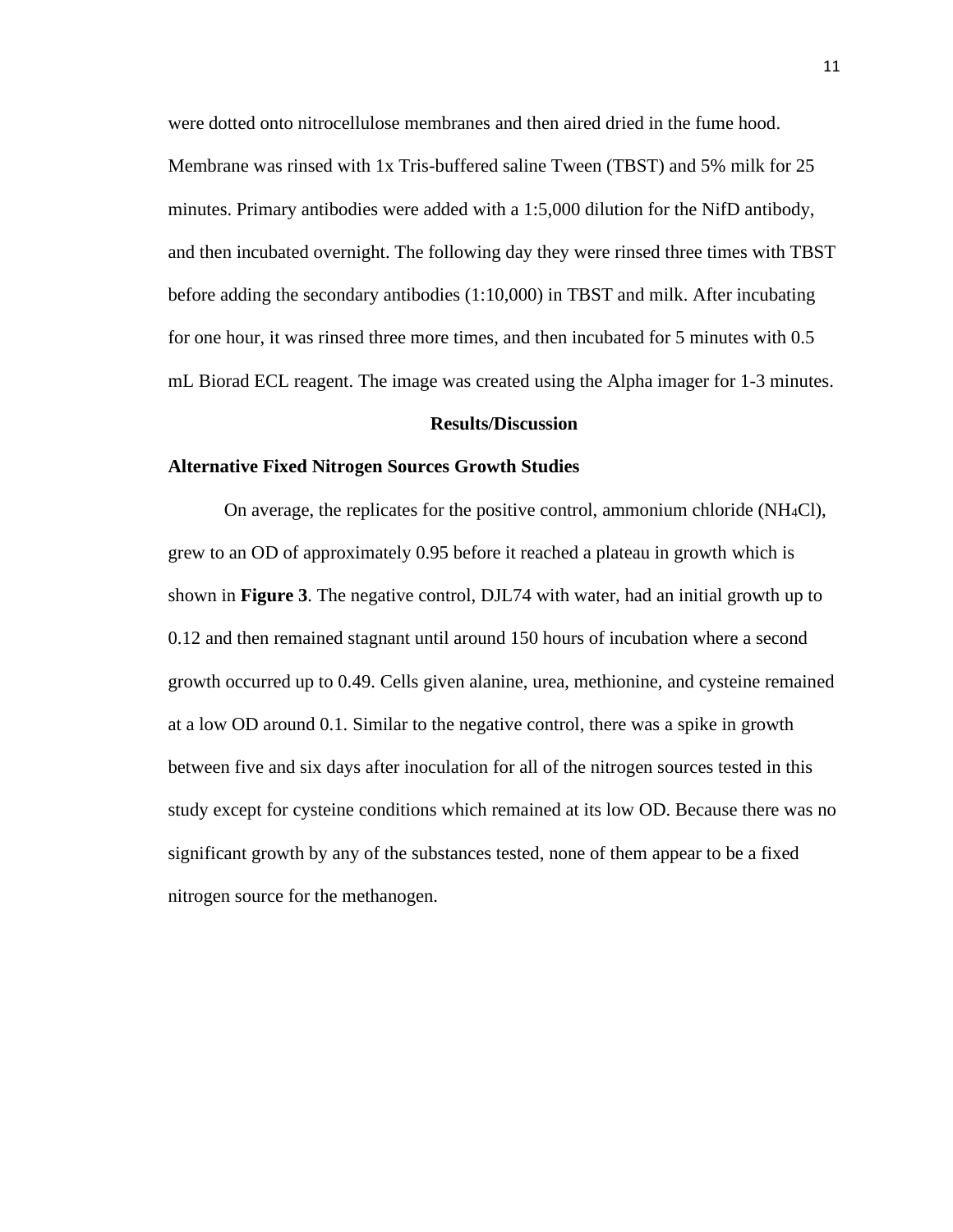were dotted onto nitrocellulose membranes and then aired dried in the fume hood. Membrane was rinsed with 1x Tris-buffered saline Tween (TBST) and 5% milk for 25 minutes. Primary antibodies were added with a 1:5,000 dilution for the NifD antibody, and then incubated overnight. The following day they were rinsed three times with TBST before adding the secondary antibodies (1:10,000) in TBST and milk. After incubating for one hour, it was rinsed three more times, and then incubated for 5 minutes with 0.5 mL Biorad ECL reagent. The image was created using the Alpha imager for 1-3 minutes.

## Results/Discussion

### Alternative Fixed Nitrogen Sources Growth Studies

On average, the replicates for the positive control, ammonium chloride ($NH_4Cl$), grew to an OD of approximately 0.95 before it reached a plateau in growth which is shown in **Figure 3**. The negative control, DJL74 with water, had an initial growth up to 0.12 and then remained stagnant until around 150 hours of incubation where a second growth occurred up to 0.49. Cells given alanine, urea, methionine, and cysteine remained at a low OD around 0.1. Similar to the negative control, there was a spike in growth between five and six days after inoculation for all of the nitrogen sources tested in this study except for cysteine conditions which remained at its low OD. Because there was no significant growth by any of the substances tested, none of them appear to be a fixed nitrogen source for the methanogen.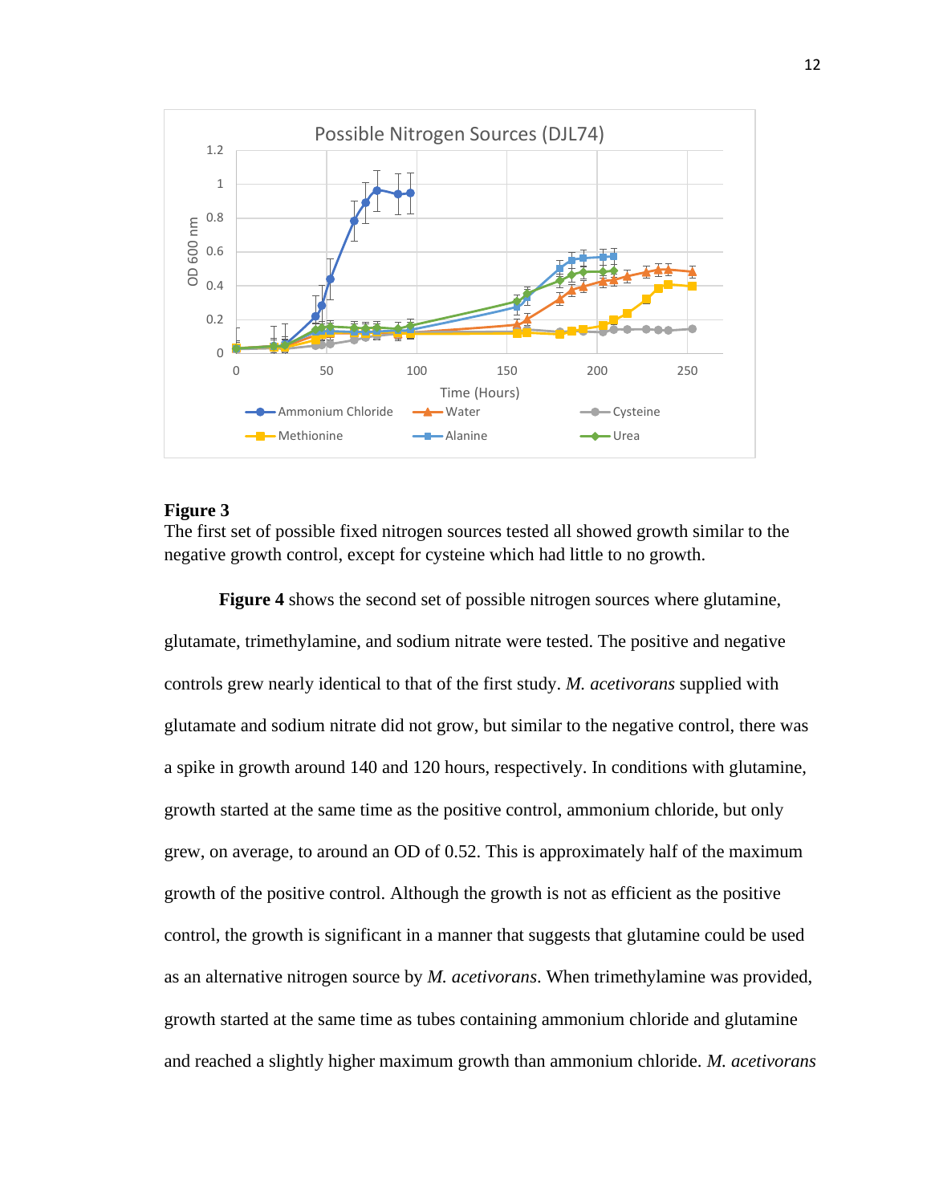**Figure 3**
The first set of possible fixed nitrogen sources tested all showed growth similar to the negative growth control, except for cysteine which had little to no growth.

**Figure 4** shows the second set of possible nitrogen sources where glutamine, glutamate, trimethylamine, and sodium nitrate were tested. The positive and negative controls grew nearly identical to that of the first study. *M. acetivorans* supplied with glutamate and sodium nitrate did not grow, but similar to the negative control, there was a spike in growth around 140 and 120 hours, respectively. In conditions with glutamine, growth started at the same time as the positive control, ammonium chloride, but only grew, on average, to around an OD of 0.52. This is approximately half of the maximum growth of the positive control. Although the growth is not as efficient as the positive control, the growth is significant in a manner that suggests that glutamine could be used as an alternative nitrogen source by *M. acetivorans*. When trimethylamine was provided, growth started at the same time as tubes containing ammonium chloride and glutamine and reached a slightly higher maximum growth than ammonium chloride. *M. acetivorans*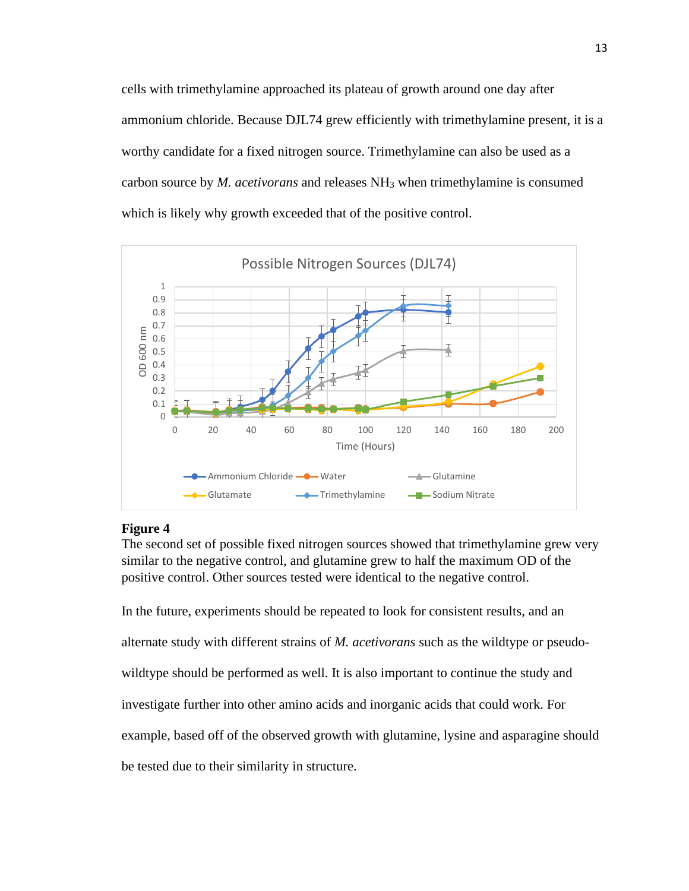cells with trimethylamine approached its plateau of growth around one day after ammonium chloride. Because DJL74 grew efficiently with trimethylamine present, it is a worthy candidate for a fixed nitrogen source. Trimethylamine can also be used as a carbon source by *M. acetivorans* and releases $NH_3$ when trimethylamine is consumed which is likely why growth exceeded that of the positive control.

**Figure 4**

The second set of possible fixed nitrogen sources showed that trimethylamine grew very similar to the negative control, and glutamine grew to half the maximum OD of the positive control. Other sources tested were identical to the negative control.

In the future, experiments should be repeated to look for consistent results, and an alternate study with different strains of *M. acetivorans* such as the wildtype or pseudo-wildtype should be performed as well. It is also important to continue the study and investigate further into other amino acids and inorganic acids that could work. For example, based off of the observed growth with glutamine, lysine and asparagine should be tested due to their similarity in structure.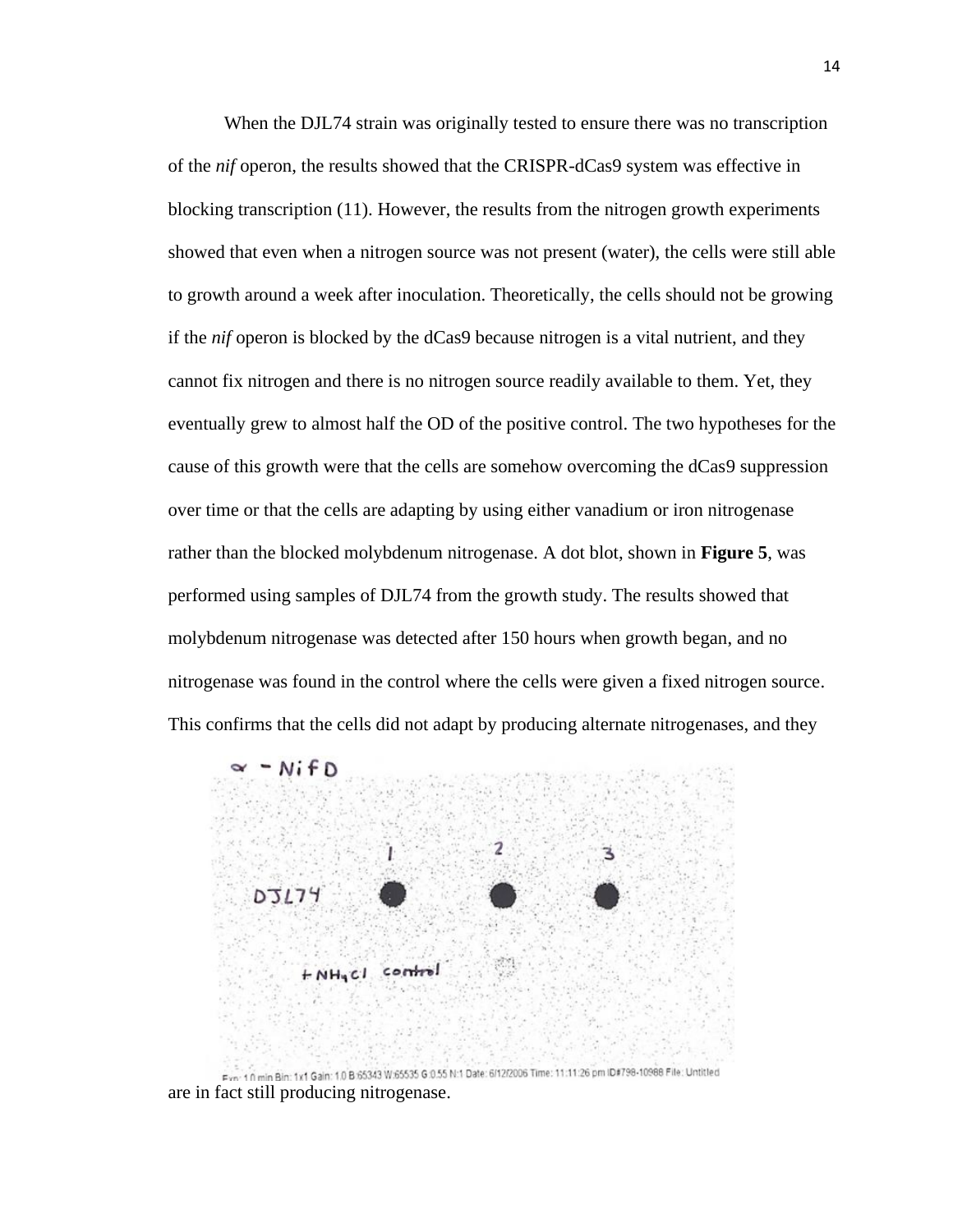When the DJL74 strain was originally tested to ensure there was no transcription of the *nif* operon, the results showed that the CRISPR-dCas9 system was effective in blocking transcription (11). However, the results from the nitrogen growth experiments showed that even when a nitrogen source was not present (water), the cells were still able to growth around a week after inoculation. Theoretically, the cells should not be growing if the *nif* operon is blocked by the dCas9 because nitrogen is a vital nutrient, and they cannot fix nitrogen and there is no nitrogen source readily available to them. Yet, they eventually grew to almost half the OD of the positive control. The two hypotheses for the cause of this growth were that the cells are somehow overcoming the dCas9 suppression over time or that the cells are adapting by using either vanadium or iron nitrogenase rather than the blocked molybdenum nitrogenase. A dot blot, shown in **Figure 5**, was performed using samples of DJL74 from the growth study. The results showed that molybdenum nitrogenase was detected after 150 hours when growth began, and no nitrogenase was found in the control where the cells were given a fixed nitrogen source. This confirms that the cells did not adapt by producing alternate nitrogenases, and they are in fact still producing nitrogenase.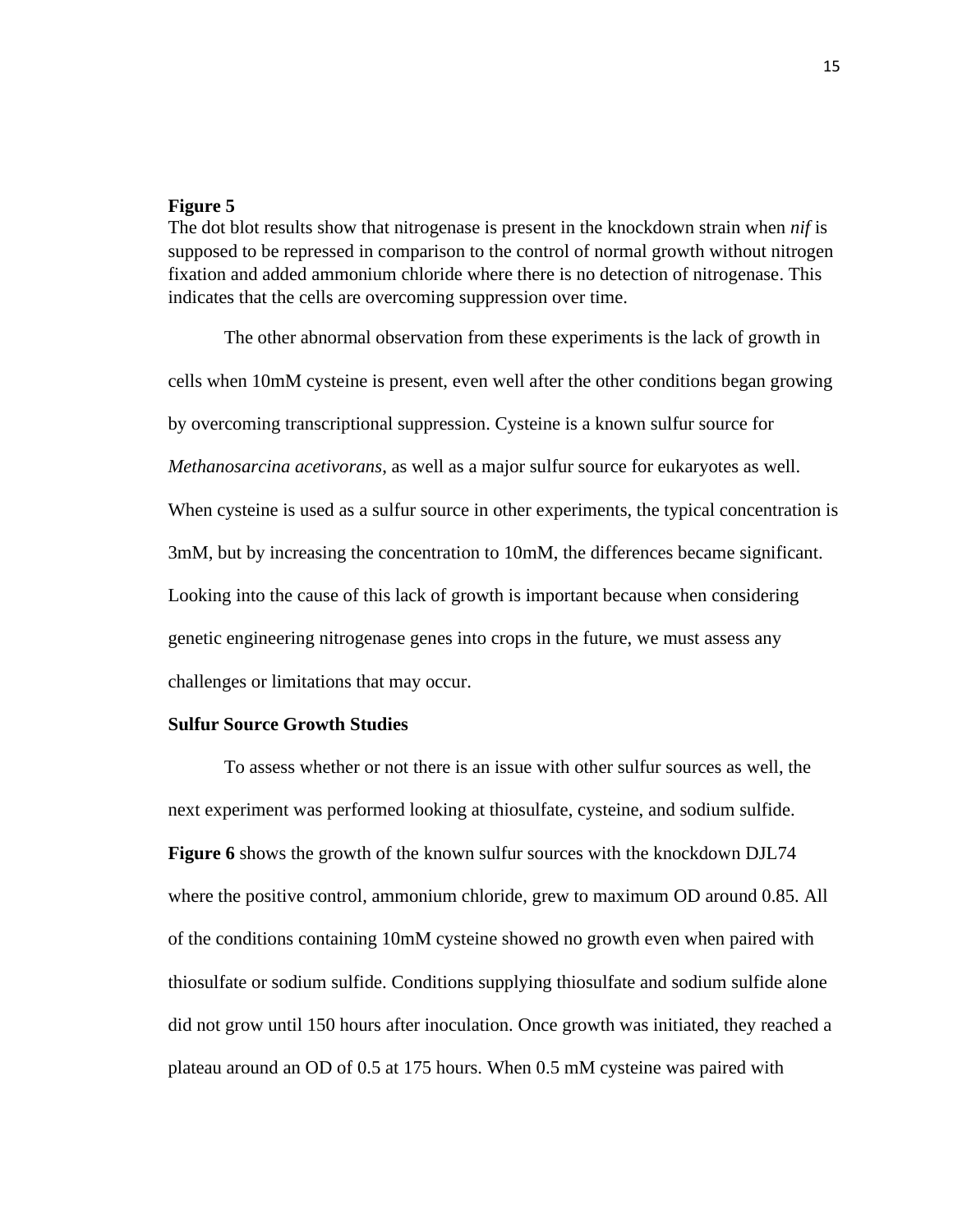**Figure 5**

The dot blot results show that nitrogenase is present in the knockdown strain when *nif* is supposed to be repressed in comparison to the control of normal growth without nitrogen fixation and added ammonium chloride where there is no detection of nitrogenase. This indicates that the cells are overcoming suppression over time.

The other abnormal observation from these experiments is the lack of growth in cells when 10mM cysteine is present, even well after the other conditions began growing by overcoming transcriptional suppression. Cysteine is a known sulfur source for *Methanosarcina acetivorans*, as well as a major sulfur source for eukaryotes as well. When cysteine is used as a sulfur source in other experiments, the typical concentration is 3mM, but by increasing the concentration to 10mM, the differences became significant. Looking into the cause of this lack of growth is important because when considering genetic engineering nitrogenase genes into crops in the future, we must assess any challenges or limitations that may occur.

**Sulfur Source Growth Studies**

To assess whether or not there is an issue with other sulfur sources as well, the next experiment was performed looking at thiosulfate, cysteine, and sodium sulfide. **Figure 6** shows the growth of the known sulfur sources with the knockdown DJL74 where the positive control, ammonium chloride, grew to maximum OD around 0.85. All of the conditions containing 10mM cysteine showed no growth even when paired with thiosulfate or sodium sulfide. Conditions supplying thiosulfate and sodium sulfide alone did not grow until 150 hours after inoculation. Once growth was initiated, they reached a plateau around an OD of 0.5 at 175 hours. When 0.5 mM cysteine was paired with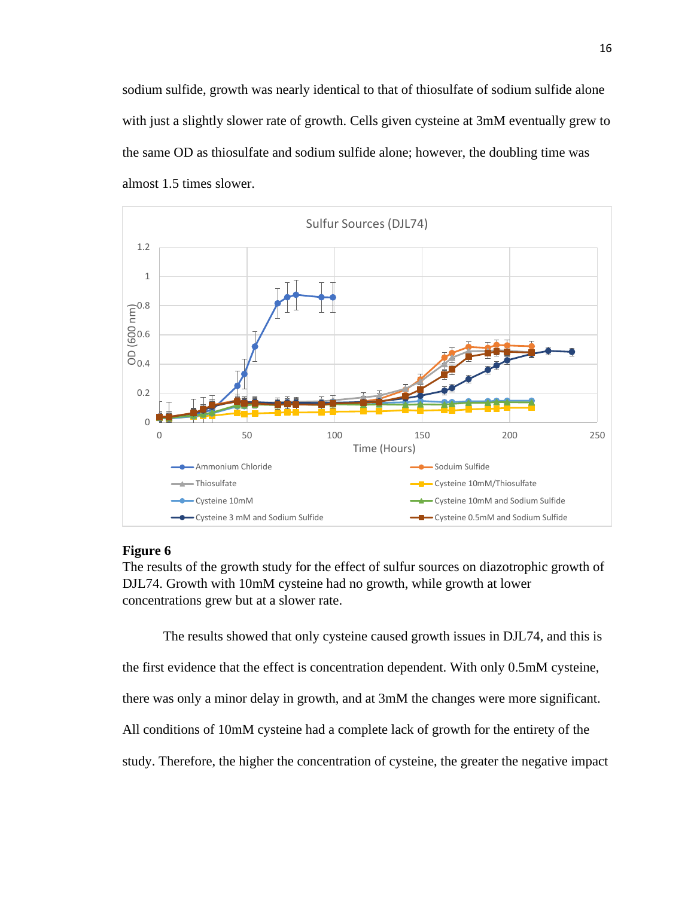sodium sulfide, growth was nearly identical to that of thiosulfate of sodium sulfide alone with just a slightly slower rate of growth. Cells given cysteine at 3mM eventually grew to the same OD as thiosulfate and sodium sulfide alone; however, the doubling time was almost 1.5 times slower.

**Figure 6**

The results of the growth study for the effect of sulfur sources on diazotrophic growth of DJL74. Growth with 10mM cysteine had no growth, while growth at lower concentrations grew but at a slower rate.

The results showed that only cysteine caused growth issues in DJL74, and this is the first evidence that the effect is concentration dependent. With only 0.5mM cysteine, there was only a minor delay in growth, and at 3mM the changes were more significant. All conditions of 10mM cysteine had a complete lack of growth for the entirety of the study. Therefore, the higher the concentration of cysteine, the greater the negative impact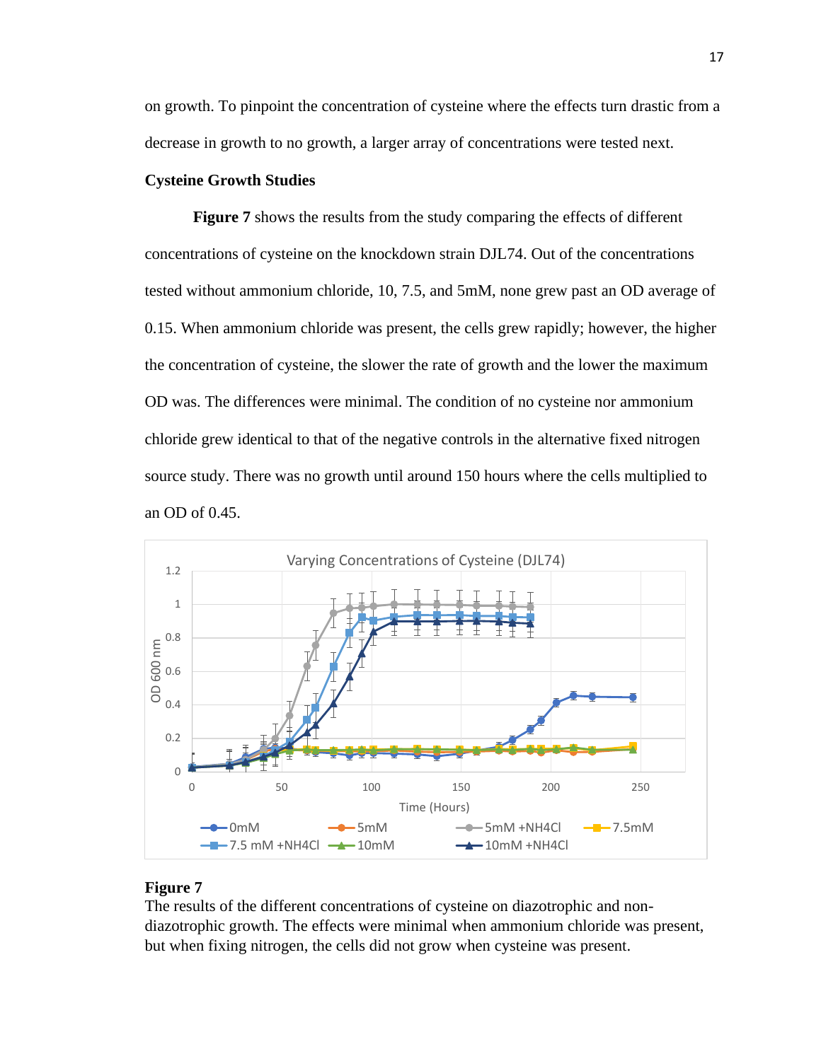on growth. To pinpoint the concentration of cysteine where the effects turn drastic from a decrease in growth to no growth, a larger array of concentrations were tested next.

**Cysteine Growth Studies**

**Figure 7** shows the results from the study comparing the effects of different concentrations of cysteine on the knockdown strain DJL74. Out of the concentrations tested without ammonium chloride, 10, 7.5, and 5mM, none grew past an OD average of 0.15. When ammonium chloride was present, the cells grew rapidly; however, the higher the concentration of cysteine, the slower the rate of growth and the lower the maximum OD was. The differences were minimal. The condition of no cysteine nor ammonium chloride grew identical to that of the negative controls in the alternative fixed nitrogen source study. There was no growth until around 150 hours where the cells multiplied to an OD of 0.45.

**Figure 7**

The results of the different concentrations of cysteine on diazotrophic and non-diazotrophic growth. The effects were minimal when ammonium chloride was present, but when fixing nitrogen, the cells did not grow when cysteine was present.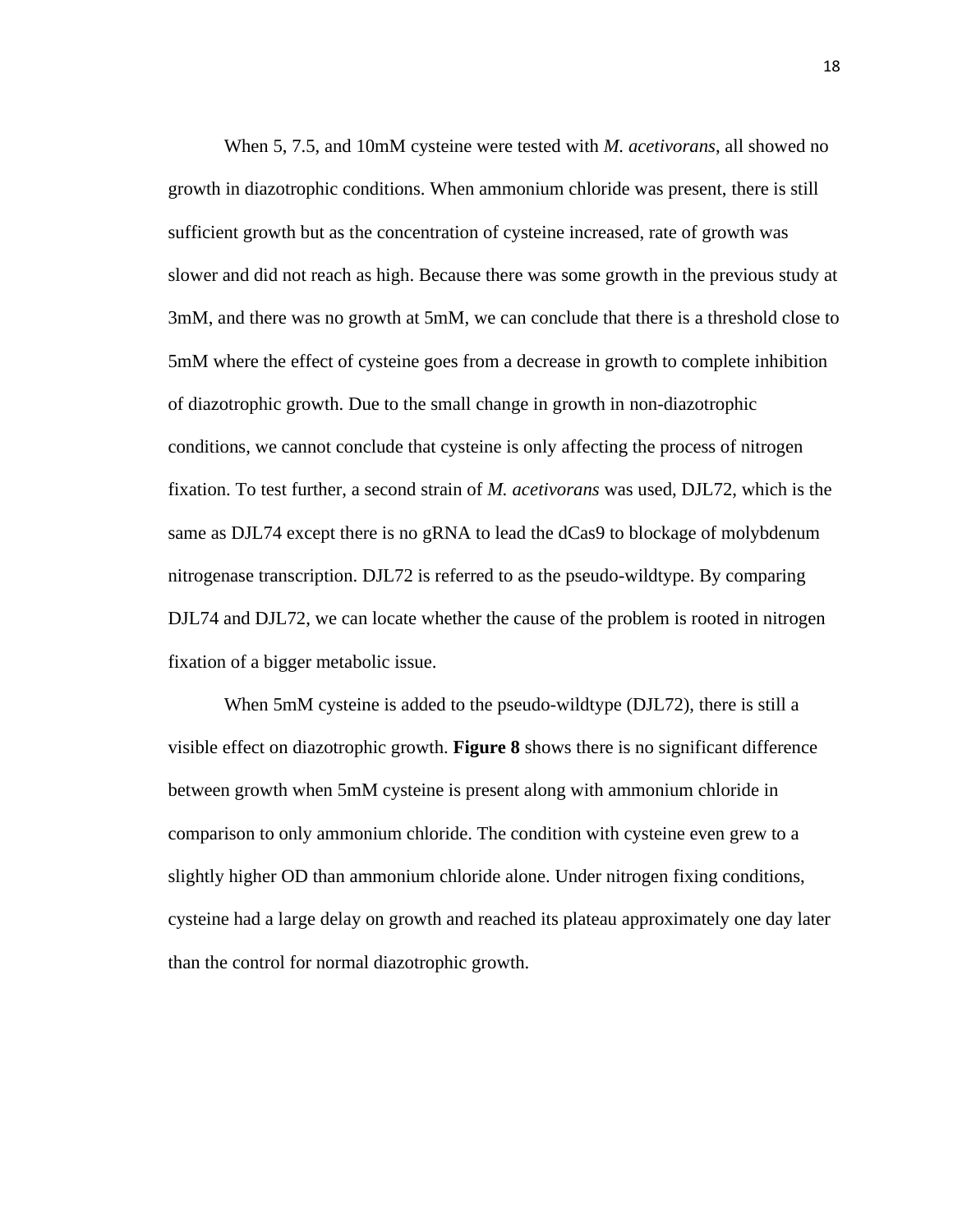When 5, 7.5, and 10mM cysteine were tested with *M. acetivorans*, all showed no growth in diazotrophic conditions. When ammonium chloride was present, there is still sufficient growth but as the concentration of cysteine increased, rate of growth was slower and did not reach as high. Because there was some growth in the previous study at 3mM, and there was no growth at 5mM, we can conclude that there is a threshold close to 5mM where the effect of cysteine goes from a decrease in growth to complete inhibition of diazotrophic growth. Due to the small change in growth in non-diazotrophic conditions, we cannot conclude that cysteine is only affecting the process of nitrogen fixation. To test further, a second strain of *M. acetivorans* was used, DJL72, which is the same as DJL74 except there is no gRNA to lead the dCas9 to blockage of molybdenum nitrogenase transcription. DJL72 is referred to as the pseudo-wildtype. By comparing DJL74 and DJL72, we can locate whether the cause of the problem is rooted in nitrogen fixation of a bigger metabolic issue.

When 5mM cysteine is added to the pseudo-wildtype (DJL72), there is still a visible effect on diazotrophic growth. **Figure 8** shows there is no significant difference between growth when 5mM cysteine is present along with ammonium chloride in comparison to only ammonium chloride. The condition with cysteine even grew to a slightly higher OD than ammonium chloride alone. Under nitrogen fixing conditions, cysteine had a large delay on growth and reached its plateau approximately one day later than the control for normal diazotrophic growth.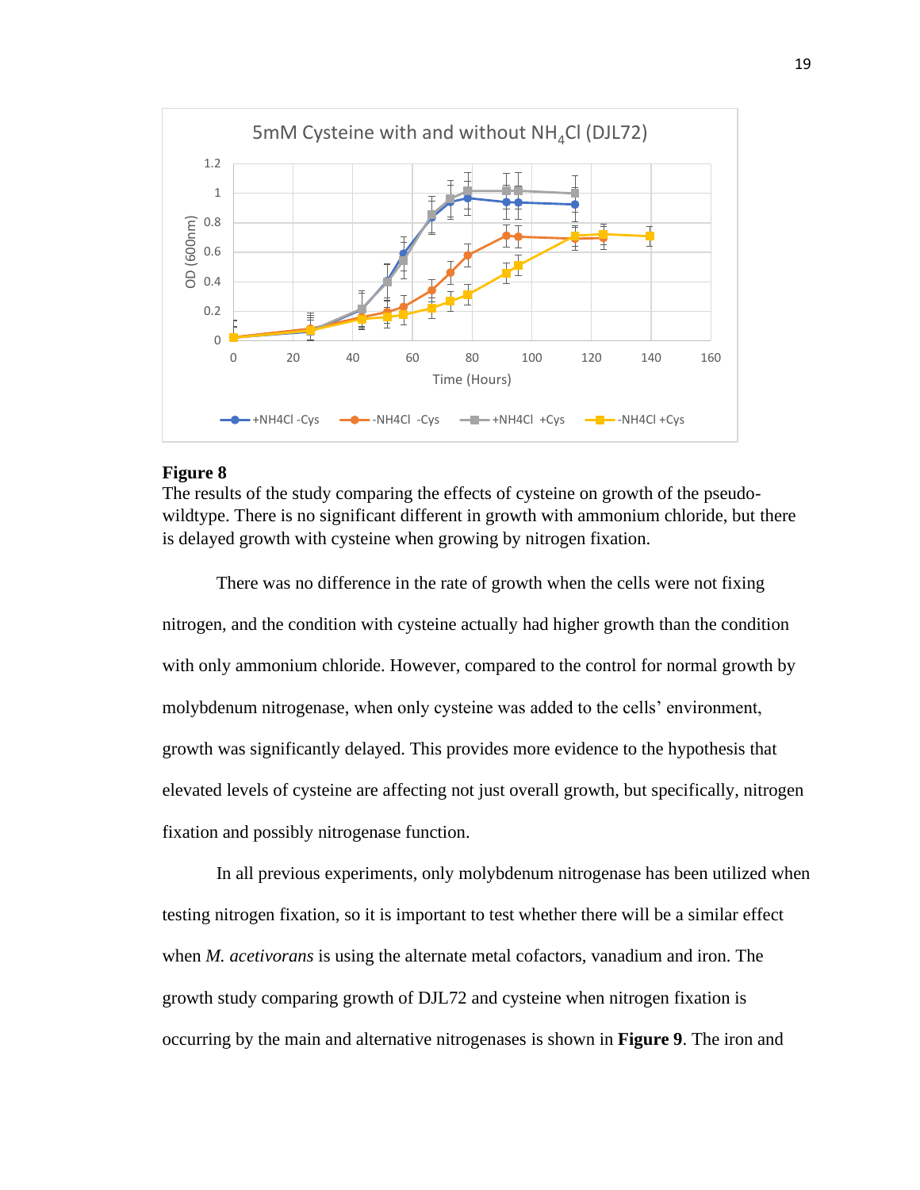**Figure 8**

The results of the study comparing the effects of cysteine on growth of the pseudo-wildtype. There is no significant different in growth with ammonium chloride, but there is delayed growth with cysteine when growing by nitrogen fixation.

There was no difference in the rate of growth when the cells were not fixing nitrogen, and the condition with cysteine actually had higher growth than the condition with only ammonium chloride. However, compared to the control for normal growth by molybdenum nitrogenase, when only cysteine was added to the cells' environment, growth was significantly delayed. This provides more evidence to the hypothesis that elevated levels of cysteine are affecting not just overall growth, but specifically, nitrogen fixation and possibly nitrogenase function.

In all previous experiments, only molybdenum nitrogenase has been utilized when testing nitrogen fixation, so it is important to test whether there will be a similar effect when *M. acetivorans* is using the alternate metal cofactors, vanadium and iron. The growth study comparing growth of DJL72 and cysteine when nitrogen fixation is occurring by the main and alternative nitrogenases is shown in **Figure 9**. The iron and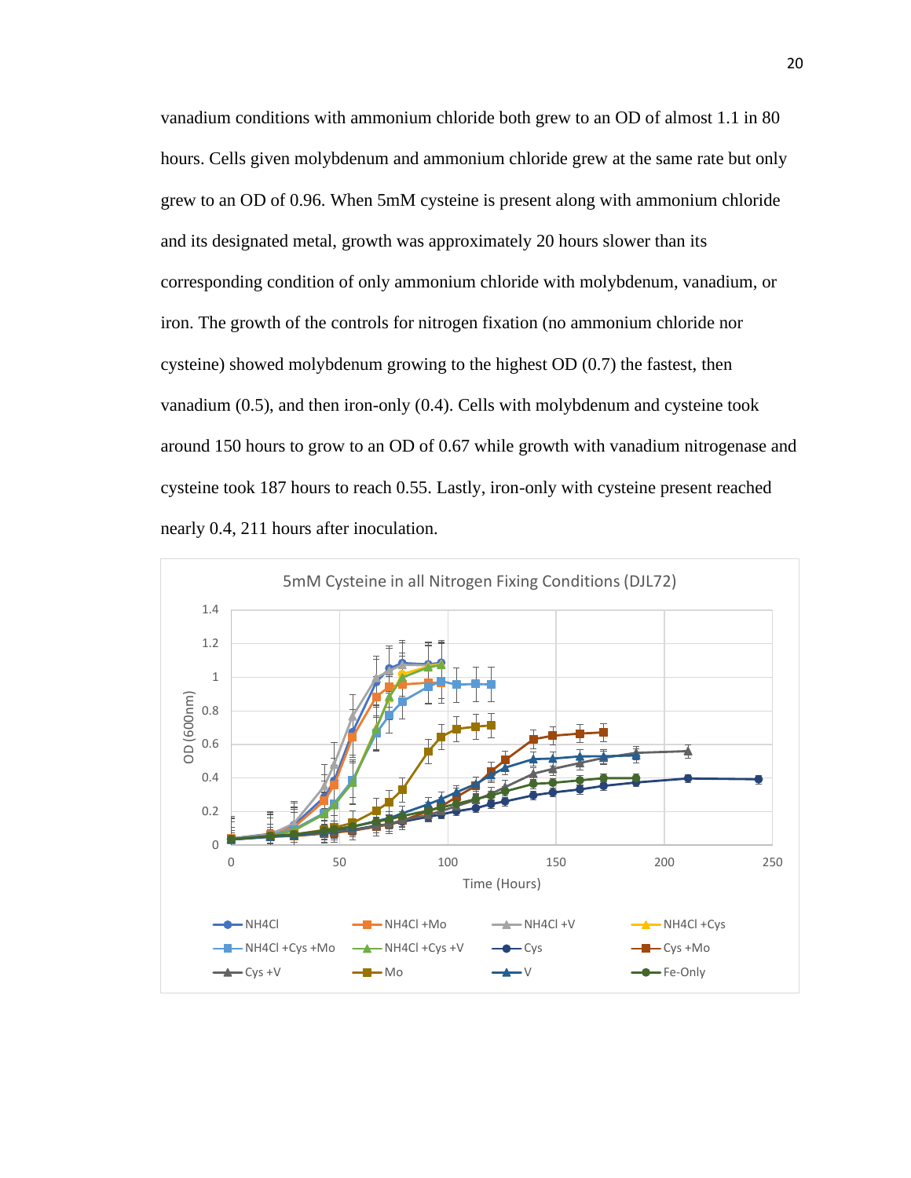vanadium conditions with ammonium chloride both grew to an OD of almost 1.1 in 80 hours. Cells given molybdenum and ammonium chloride grew at the same rate but only grew to an OD of 0.96. When 5mM cysteine is present along with ammonium chloride and its designated metal, growth was approximately 20 hours slower than its corresponding condition of only ammonium chloride with molybdenum, vanadium, or iron. The growth of the controls for nitrogen fixation (no ammonium chloride nor cysteine) showed molybdenum growing to the highest OD (0.7) the fastest, then vanadium (0.5), and then iron-only (0.4). Cells with molybdenum and cysteine took around 150 hours to grow to an OD of 0.67 while growth with vanadium nitrogenase and cysteine took 187 hours to reach 0.55. Lastly, iron-only with cysteine present reached nearly 0.4, 211 hours after inoculation.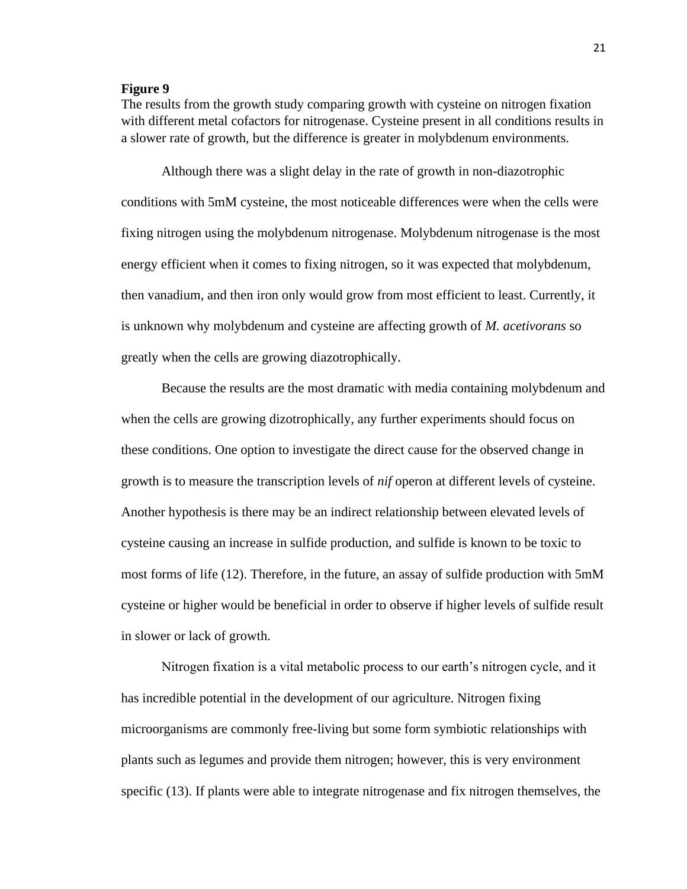**Figure 9**

The results from the growth study comparing growth with cysteine on nitrogen fixation with different metal cofactors for nitrogenase. Cysteine present in all conditions results in a slower rate of growth, but the difference is greater in molybdenum environments.

Although there was a slight delay in the rate of growth in non-diazotrophic conditions with 5mM cysteine, the most noticeable differences were when the cells were fixing nitrogen using the molybdenum nitrogenase. Molybdenum nitrogenase is the most energy efficient when it comes to fixing nitrogen, so it was expected that molybdenum, then vanadium, and then iron only would grow from most efficient to least. Currently, it is unknown why molybdenum and cysteine are affecting growth of *M. acetivorans* so greatly when the cells are growing diazotrophically.

Because the results are the most dramatic with media containing molybdenum and when the cells are growing dizotrophically, any further experiments should focus on these conditions. One option to investigate the direct cause for the observed change in growth is to measure the transcription levels of *nif* operon at different levels of cysteine. Another hypothesis is there may be an indirect relationship between elevated levels of cysteine causing an increase in sulfide production, and sulfide is known to be toxic to most forms of life (12). Therefore, in the future, an assay of sulfide production with 5mM cysteine or higher would be beneficial in order to observe if higher levels of sulfide result in slower or lack of growth.

Nitrogen fixation is a vital metabolic process to our earth's nitrogen cycle, and it has incredible potential in the development of our agriculture. Nitrogen fixing microorganisms are commonly free-living but some form symbiotic relationships with plants such as legumes and provide them nitrogen; however, this is very environment specific (13). If plants were able to integrate nitrogenase and fix nitrogen themselves, the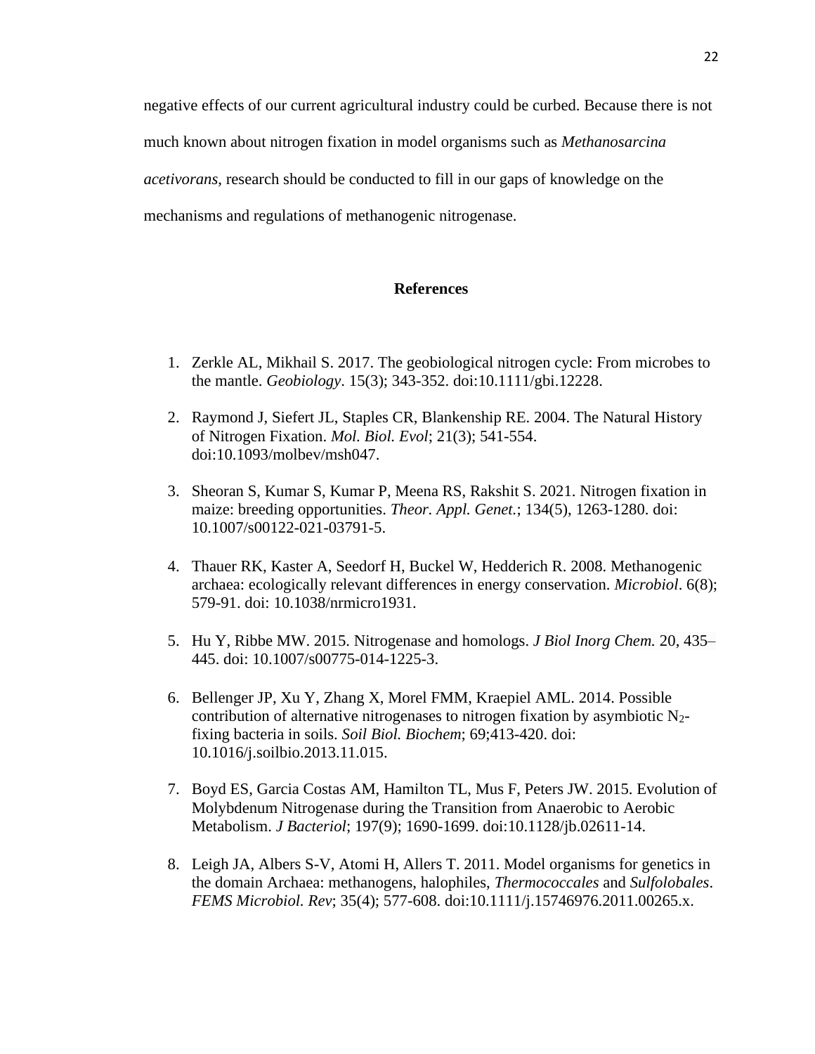negative effects of our current agricultural industry could be curbed. Because there is not much known about nitrogen fixation in model organisms such as *Methanosarcina acetivorans*, research should be conducted to fill in our gaps of knowledge on the mechanisms and regulations of methanogenic nitrogenase.

## References

1. Zerkle AL, Mikhail S. 2017. The geobiological nitrogen cycle: From microbes to the mantle. *Geobiology*. 15(3); 343-352. doi:10.1111/gbi.12228.

2. Raymond J, Siefert JL, Staples CR, Blankenship RE. 2004. The Natural History of Nitrogen Fixation. *Mol. Biol. Evol*; 21(3); 541-554. doi:10.1093/molbev/msh047.

3. Sheoran S, Kumar S, Kumar P, Meena RS, Rakshit S. 2021. Nitrogen fixation in maize: breeding opportunities. *Theor. Appl. Genet.*; 134(5), 1263-1280. doi: 10.1007/s00122-021-03791-5.

4. Thauer RK, Kaster A, Seedorf H, Buckel W, Hedderich R. 2008. Methanogenic archaea: ecologically relevant differences in energy conservation. *Microbiol*. 6(8); 579-91. doi: 10.1038/nrmicro1931.

5. Hu Y, Ribbe MW. 2015. Nitrogenase and homologs. *J Biol Inorg Chem.* 20, 435–445. doi: 10.1007/s00775-014-1225-3.

6. Bellenger JP, Xu Y, Zhang X, Morel FMM, Kraepiel AML. 2014. Possible contribution of alternative nitrogenases to nitrogen fixation by asymbiotic $N_2$-fixing bacteria in soils. *Soil Biol. Biochem*; 69;413-420. doi: 10.1016/j.soilbio.2013.11.015.

7. Boyd ES, Garcia Costas AM, Hamilton TL, Mus F, Peters JW. 2015. Evolution of Molybdenum Nitrogenase during the Transition from Anaerobic to Aerobic Metabolism. *J Bacteriol*; 197(9); 1690-1699. doi:10.1128/jb.02611-14.

8. Leigh JA, Albers S-V, Atomi H, Allers T. 2011. Model organisms for genetics in the domain Archaea: methanogens, halophiles, *Thermococcales* and *Sulfolobales*. *FEMS Microbiol. Rev*; 35(4); 577-608. doi:10.1111/j.15746976.2011.00265.x.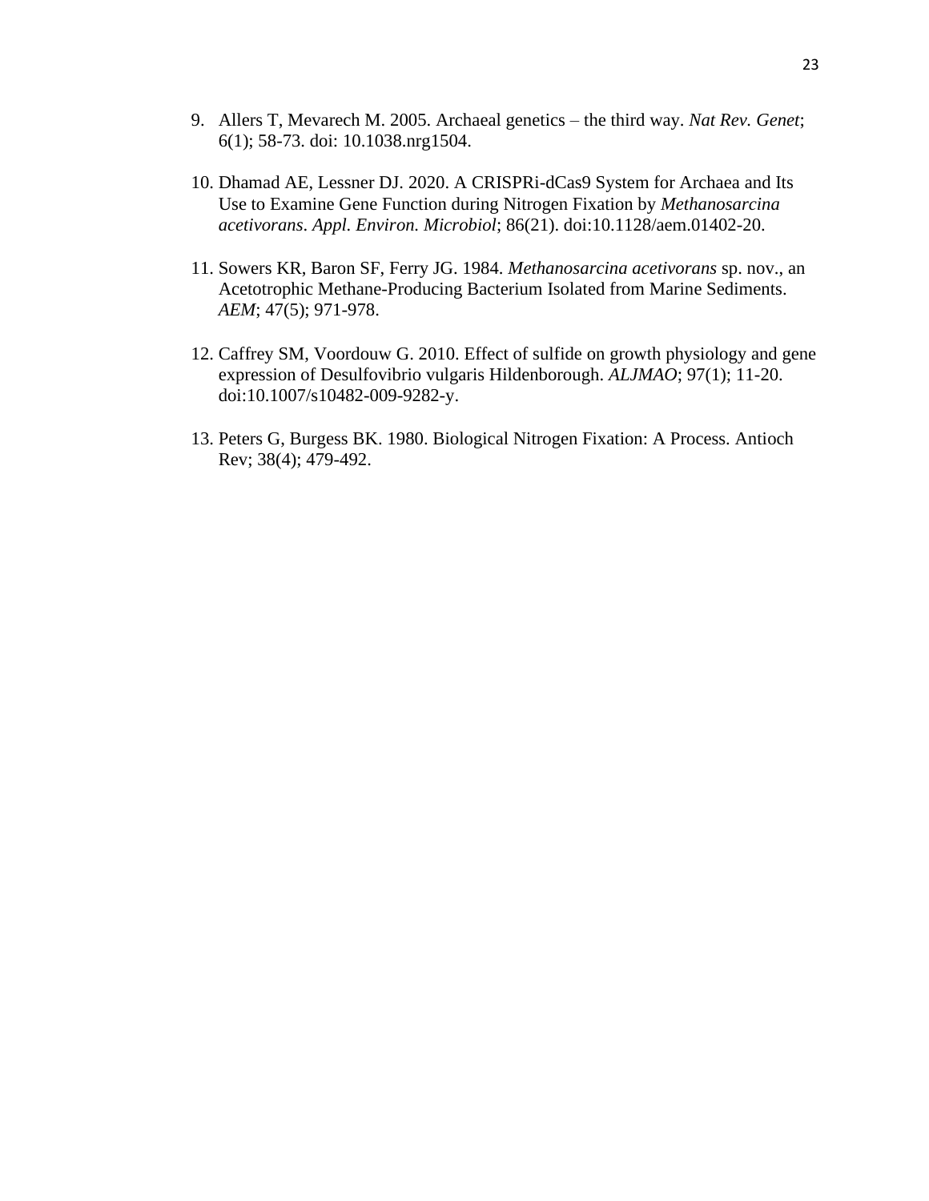9. Allers T, Mevarech M. 2005. Archaeal genetics – the third way. *Nat Rev. Genet*; 6(1); 58-73. doi: 10.1038.nrg1504.

10. Dhamad AE, Lessner DJ. 2020. A CRISPRi-dCas9 System for Archaea and Its Use to Examine Gene Function during Nitrogen Fixation by *Methanosarcina acetivorans*. *Appl. Environ. Microbiol*; 86(21). doi:10.1128/aem.01402-20.

11. Sowers KR, Baron SF, Ferry JG. 1984. *Methanosarcina acetivorans* sp. nov., an Acetotrophic Methane-Producing Bacterium Isolated from Marine Sediments. *AEM*; 47(5); 971-978.

12. Caffrey SM, Voordouw G. 2010. Effect of sulfide on growth physiology and gene expression of Desulfovibrio vulgaris Hildenborough. *ALJMAO*; 97(1); 11-20. doi:10.1007/s10482-009-9282-y.

13. Peters G, Burgess BK. 1980. Biological Nitrogen Fixation: A Process. Antioch Rev; 38(4); 479-492.